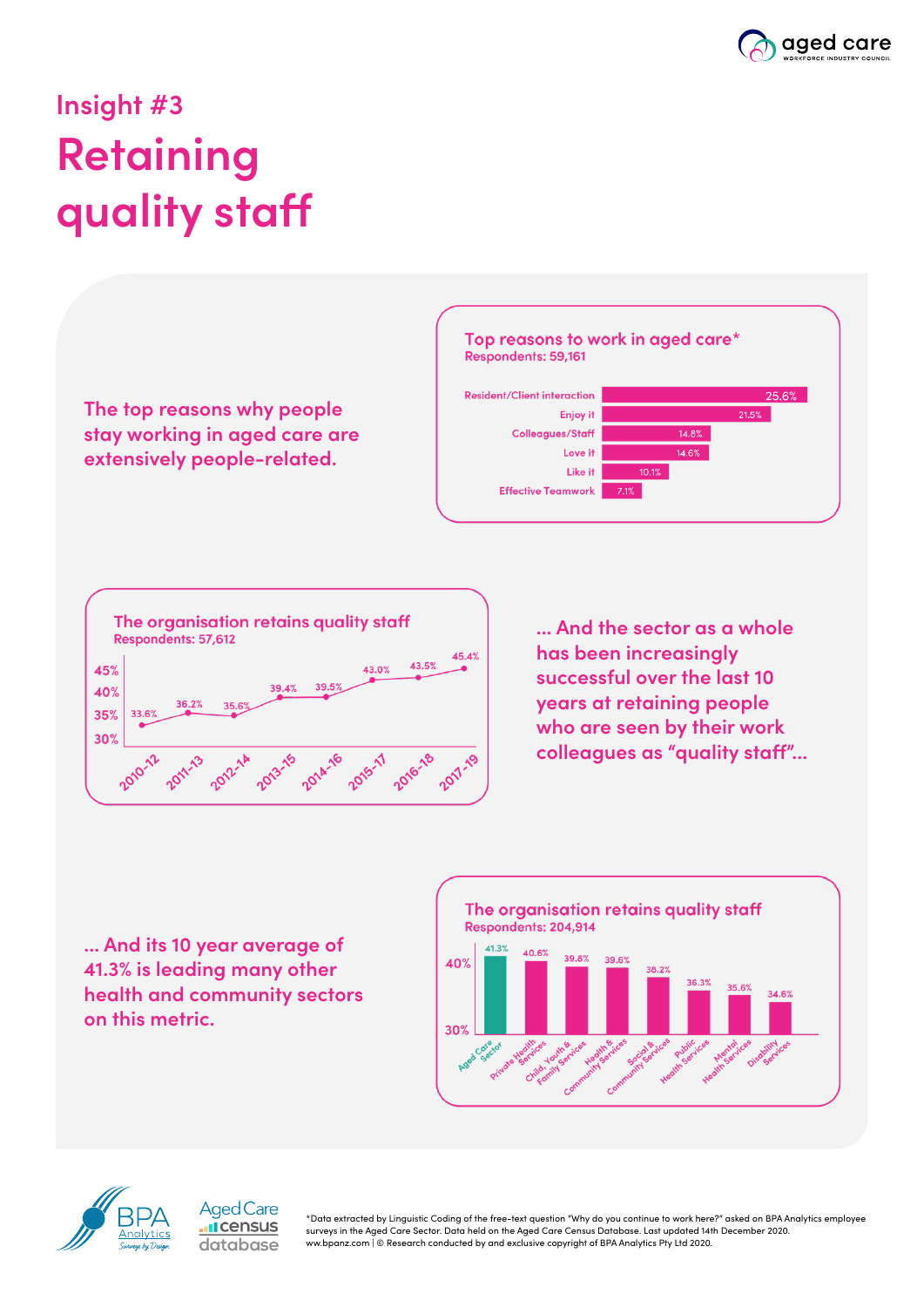# Insight #3

## Retaining quality staff

The top reasons why people stay working in aged care are extensively people-related.

**Top reasons to work in aged care***
Respondents: 59,161

| Reason | % |
|---|---|
| Resident/Client interaction | 25.6% |
| Enjoy it | 21.5% |
| Colleagues/Staff | 14.8% |
| Love it | 14.6% |
| Like it | 10.1% |
| Effective Teamwork | 7.1% |

**The organisation retains quality staff**
Respondents: 57,612

| Year | % |
|---|---|
| 2010-12 | 33.6% |
| 2011-13 | 36.2% |
| 2012-14 | 35.6% |
| 2013-15 | 39.4% |
| 2014-16 | 39.5% |
| 2015-17 | 43.0% |
| 2016-18 | 43.5% |
| 2017-19 | 45.4% |

... And the sector as a whole has been increasingly successful over the last 10 years at retaining people who are seen by their work colleagues as "quality staff"...

... And its 10 year average of 41.3% is leading many other health and community sectors on this metric.

**The organisation retains quality staff**
Respondents: 204,914

| Sector | % |
|---|---|
| Aged Care Sector | 41.3% |
| Private Health Services | 40.6% |
| Child, Youth & Family Services | 39.8% |
| Health & Community Services | 39.6% |
| Social & Community Services | 38.2% |
| Public Health Services | 36.3% |
| Mental Health Services | 35.6% |
| Disability Services | 34.6% |

*Data extracted by Linguistic Coding of the free-text question "Why do you continue to work here?" asked on BPA Analytics employee surveys in the Aged Care Sector. Data held on the Aged Care Census Database. Last updated 14th December 2020.
www.bpanz.com | © Research conducted by and exclusive copyright of BPA Analytics Pty Ltd 2020.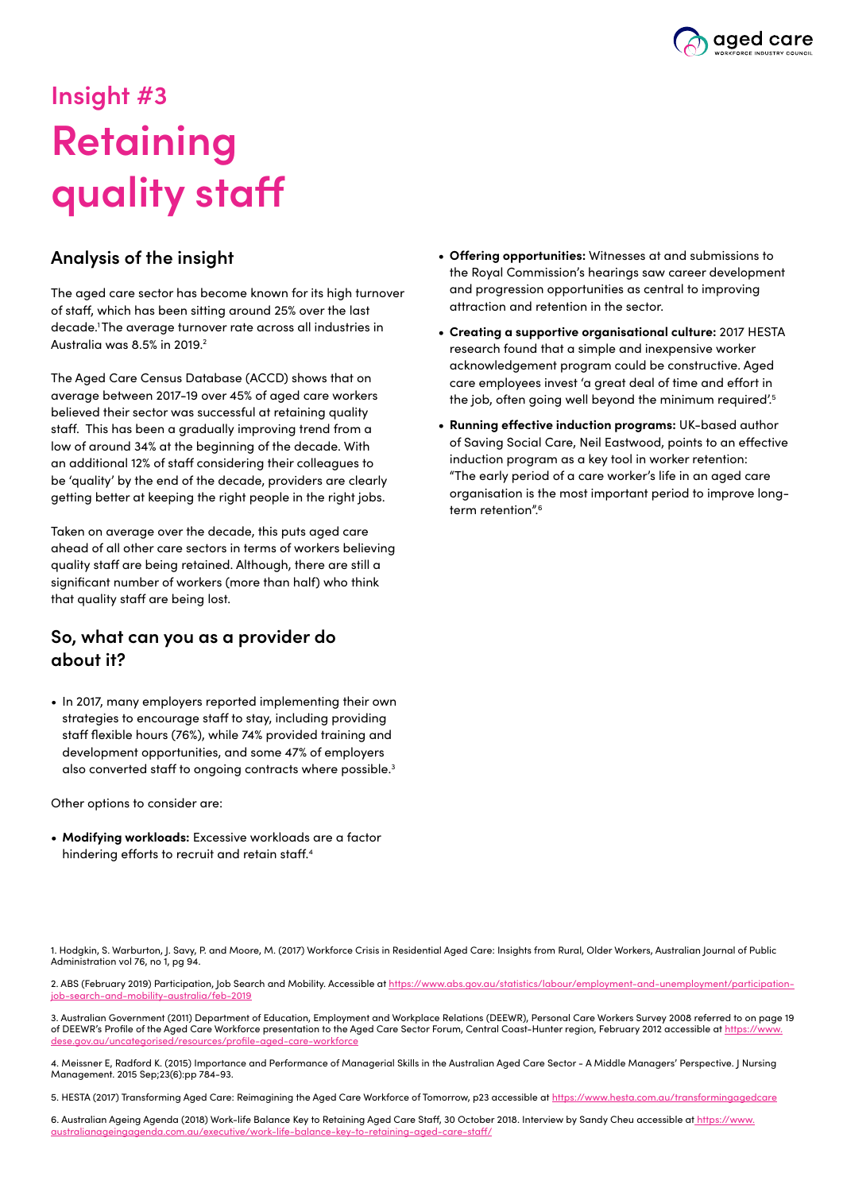# Insight #3
# Retaining quality staff

## Analysis of the insight

The aged care sector has become known for its high turnover of staff, which has been sitting around 25% over the last decade.[1] The average turnover rate across all industries in Australia was 8.5% in 2019.[2]

The Aged Care Census Database (ACCD) shows that on average between 2017-19 over 45% of aged care workers believed their sector was successful at retaining quality staff. This has been a gradually improving trend from a low of around 34% at the beginning of the decade. With an additional 12% of staff considering their colleagues to be 'quality' by the end of the decade, providers are clearly getting better at keeping the right people in the right jobs.

Taken on average over the decade, this puts aged care ahead of all other care sectors in terms of workers believing quality staff are being retained. Although, there are still a significant number of workers (more than half) who think that quality staff are being lost.

## So, what can you as a provider do about it?

- In 2017, many employers reported implementing their own strategies to encourage staff to stay, including providing staff flexible hours (76%), while 74% provided training and development opportunities, and some 47% of employers also converted staff to ongoing contracts where possible.[3]

Other options to consider are:

- **Modifying workloads:** Excessive workloads are a factor hindering efforts to recruit and retain staff.[4]
- **Offering opportunities:** Witnesses at and submissions to the Royal Commission's hearings saw career development and progression opportunities as central to improving attraction and retention in the sector.
- **Creating a supportive organisational culture:** 2017 HESTA research found that a simple and inexpensive worker acknowledgement program could be constructive. Aged care employees invest 'a great deal of time and effort in the job, often going well beyond the minimum required'.[5]
- **Running effective induction programs:** UK-based author of Saving Social Care, Neil Eastwood, points to an effective induction program as a key tool in worker retention: "The early period of a care worker's life in an aged care organisation is the most important period to improve long-term retention".[6]

1. Hodgkin, S. Warburton, J. Savy, P. and Moore, M. (2017) Workforce Crisis in Residential Aged Care: Insights from Rural, Older Workers, Australian Journal of Public Administration vol 76, no 1, pg 94.

2. ABS (February 2019) Participation, Job Search and Mobility. Accessible at https://www.abs.gov.au/statistics/labour/employment-and-unemployment/participation-job-search-and-mobility-australia/feb-2019

3. Australian Government (2011) Department of Education, Employment and Workplace Relations (DEEWR), Personal Care Workers Survey 2008 referred to on page 19 of DEEWR's Profile of the Aged Care Workforce presentation to the Aged Care Sector Forum, Central Coast-Hunter region, February 2012 accessible at https://www.dese.gov.au/uncategorised/resources/profile-aged-care-workforce

4. Meissner E, Radford K. (2015) Importance and Performance of Managerial Skills in the Australian Aged Care Sector - A Middle Managers' Perspective. J Nursing Management. 2015 Sep;23(6):pp 784-93.

5. HESTA (2017) Transforming Aged Care: Reimagining the Aged Care Workforce of Tomorrow, p23 accessible at https://www.hesta.com.au/transformingagedcare

6. Australian Ageing Agenda (2018) Work-life Balance Key to Retaining Aged Care Staff, 30 October 2018. Interview by Sandy Cheu accessible at https://www.australianageingagenda.com.au/executive/work-life-balance-key-to-retaining-aged-care-staff/